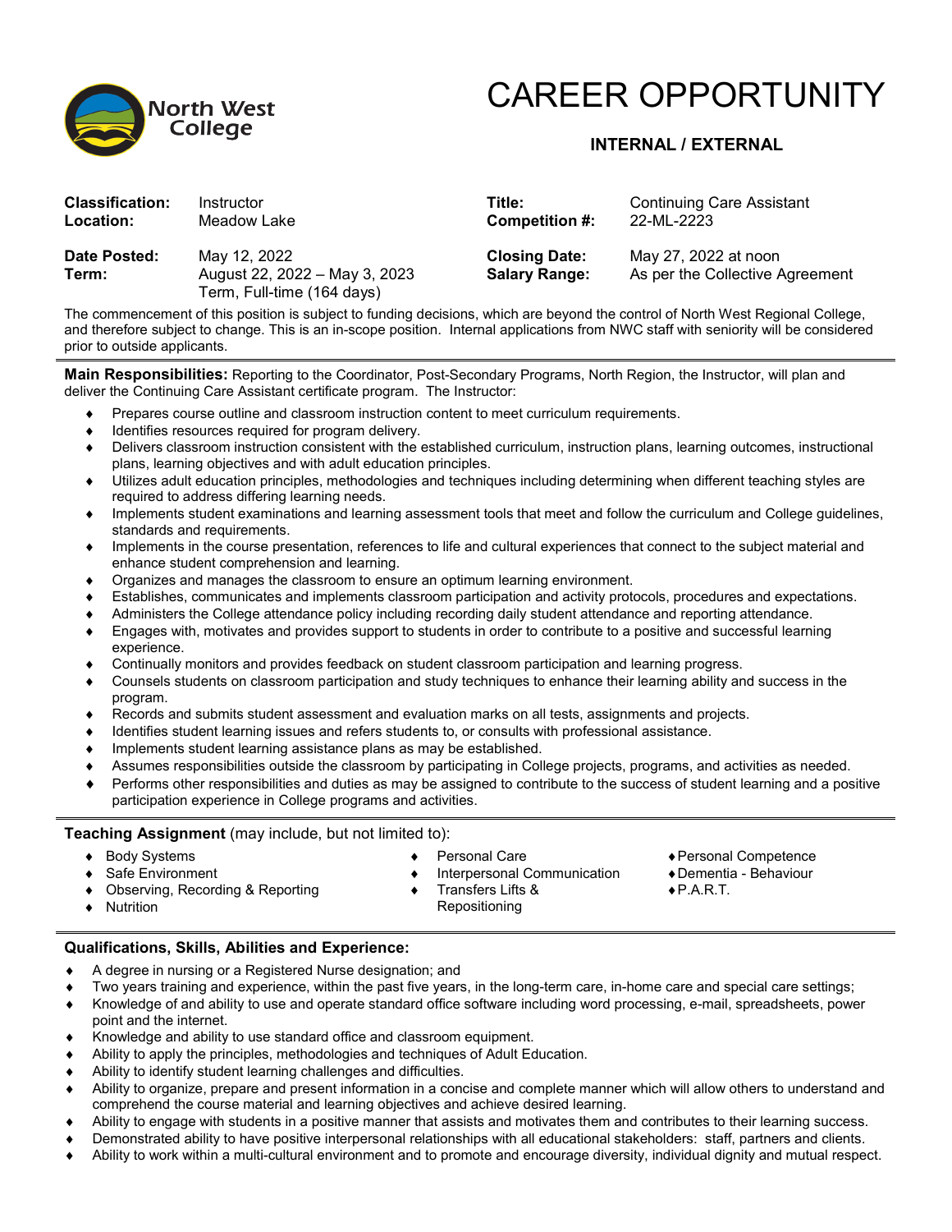North West College

# CAREER OPPORTUNITY

**INTERNAL / EXTERNAL**

| | | | |
|---|---|---|---|
| **Classification:** | Instructor | **Title:** | Continuing Care Assistant |
| **Location:** | Meadow Lake | **Competition #:** | 22-ML-2223 |
| **Date Posted:** | May 12, 2022 | **Closing Date:** | May 27, 2022 at noon |
| **Term:** | August 22, 2022 – May 3, 2023<br>Term, Full-time (164 days) | **Salary Range:** | As per the Collective Agreement |

The commencement of this position is subject to funding decisions, which are beyond the control of North West Regional College, and therefore subject to change. This is an in-scope position. Internal applications from NWC staff with seniority will be considered prior to outside applicants.

**Main Responsibilities:** Reporting to the Coordinator, Post-Secondary Programs, North Region, the Instructor, will plan and deliver the Continuing Care Assistant certificate program. The Instructor:

- Prepares course outline and classroom instruction content to meet curriculum requirements.
- Identifies resources required for program delivery.
- Delivers classroom instruction consistent with the established curriculum, instruction plans, learning outcomes, instructional plans, learning objectives and with adult education principles.
- Utilizes adult education principles, methodologies and techniques including determining when different teaching styles are required to address differing learning needs.
- Implements student examinations and learning assessment tools that meet and follow the curriculum and College guidelines, standards and requirements.
- Implements in the course presentation, references to life and cultural experiences that connect to the subject material and enhance student comprehension and learning.
- Organizes and manages the classroom to ensure an optimum learning environment.
- Establishes, communicates and implements classroom participation and activity protocols, procedures and expectations.
- Administers the College attendance policy including recording daily student attendance and reporting attendance.
- Engages with, motivates and provides support to students in order to contribute to a positive and successful learning experience.
- Continually monitors and provides feedback on student classroom participation and learning progress.
- Counsels students on classroom participation and study techniques to enhance their learning ability and success in the program.
- Records and submits student assessment and evaluation marks on all tests, assignments and projects.
- Identifies student learning issues and refers students to, or consults with professional assistance.
- Implements student learning assistance plans as may be established.
- Assumes responsibilities outside the classroom by participating in College projects, programs, and activities as needed.
- Performs other responsibilities and duties as may be assigned to contribute to the success of student learning and a positive participation experience in College programs and activities.

**Teaching Assignment** (may include, but not limited to):

- Body Systems
- Safe Environment
- Observing, Recording & Reporting
- Nutrition
- Personal Care
- Interpersonal Communication
- Transfers Lifts & Repositioning
- Personal Competence
- Dementia - Behaviour
- P.A.R.T.

**Qualifications, Skills, Abilities and Experience:**

- A degree in nursing or a Registered Nurse designation; and
- Two years training and experience, within the past five years, in the long-term care, in-home care and special care settings;
- Knowledge of and ability to use and operate standard office software including word processing, e-mail, spreadsheets, power point and the internet.
- Knowledge and ability to use standard office and classroom equipment.
- Ability to apply the principles, methodologies and techniques of Adult Education.
- Ability to identify student learning challenges and difficulties.
- Ability to organize, prepare and present information in a concise and complete manner which will allow others to understand and comprehend the course material and learning objectives and achieve desired learning.
- Ability to engage with students in a positive manner that assists and motivates them and contributes to their learning success.
- Demonstrated ability to have positive interpersonal relationships with all educational stakeholders: staff, partners and clients.
- Ability to work within a multi-cultural environment and to promote and encourage diversity, individual dignity and mutual respect.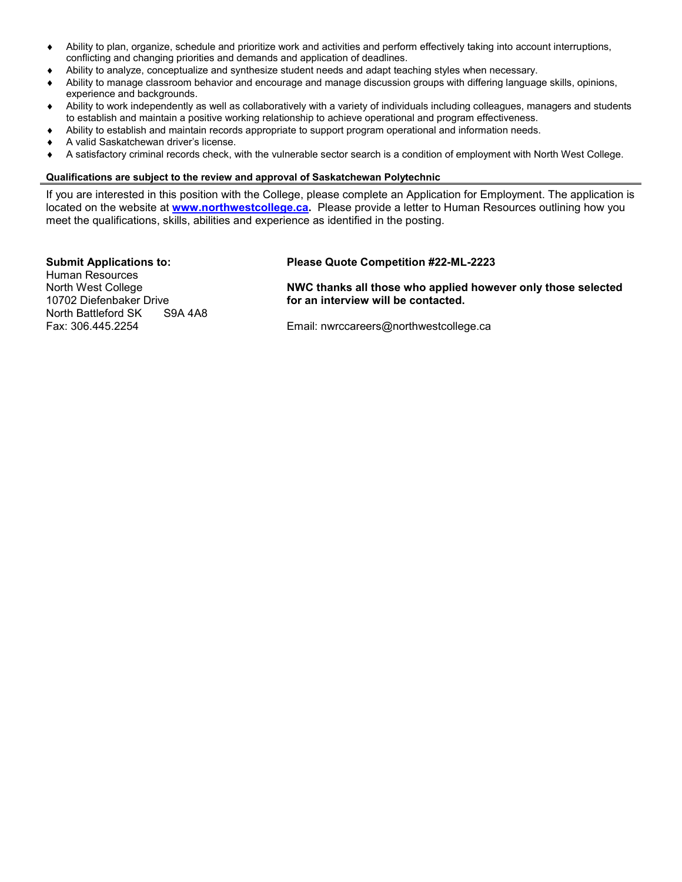- Ability to plan, organize, schedule and prioritize work and activities and perform effectively taking into account interruptions, conflicting and changing priorities and demands and application of deadlines.
- Ability to analyze, conceptualize and synthesize student needs and adapt teaching styles when necessary.
- Ability to manage classroom behavior and encourage and manage discussion groups with differing language skills, opinions, experience and backgrounds.
- Ability to work independently as well as collaboratively with a variety of individuals including colleagues, managers and students to establish and maintain a positive working relationship to achieve operational and program effectiveness.
- Ability to establish and maintain records appropriate to support program operational and information needs.
- A valid Saskatchewan driver's license.
- A satisfactory criminal records check, with the vulnerable sector search is a condition of employment with North West College.

**Qualifications are subject to the review and approval of Saskatchewan Polytechnic**

If you are interested in this position with the College, please complete an Application for Employment. The application is located on the website at **www.northwestcollege.ca.** Please provide a letter to Human Resources outlining how you meet the qualifications, skills, abilities and experience as identified in the posting.

**Submit Applications to:**
Human Resources
North West College
10702 Diefenbaker Drive
North Battleford SK S9A 4A8
Fax: 306.445.2254

**Please Quote Competition #22-ML-2223**

**NWC thanks all those who applied however only those selected for an interview will be contacted.**

Email: nwrccareers@northwestcollege.ca